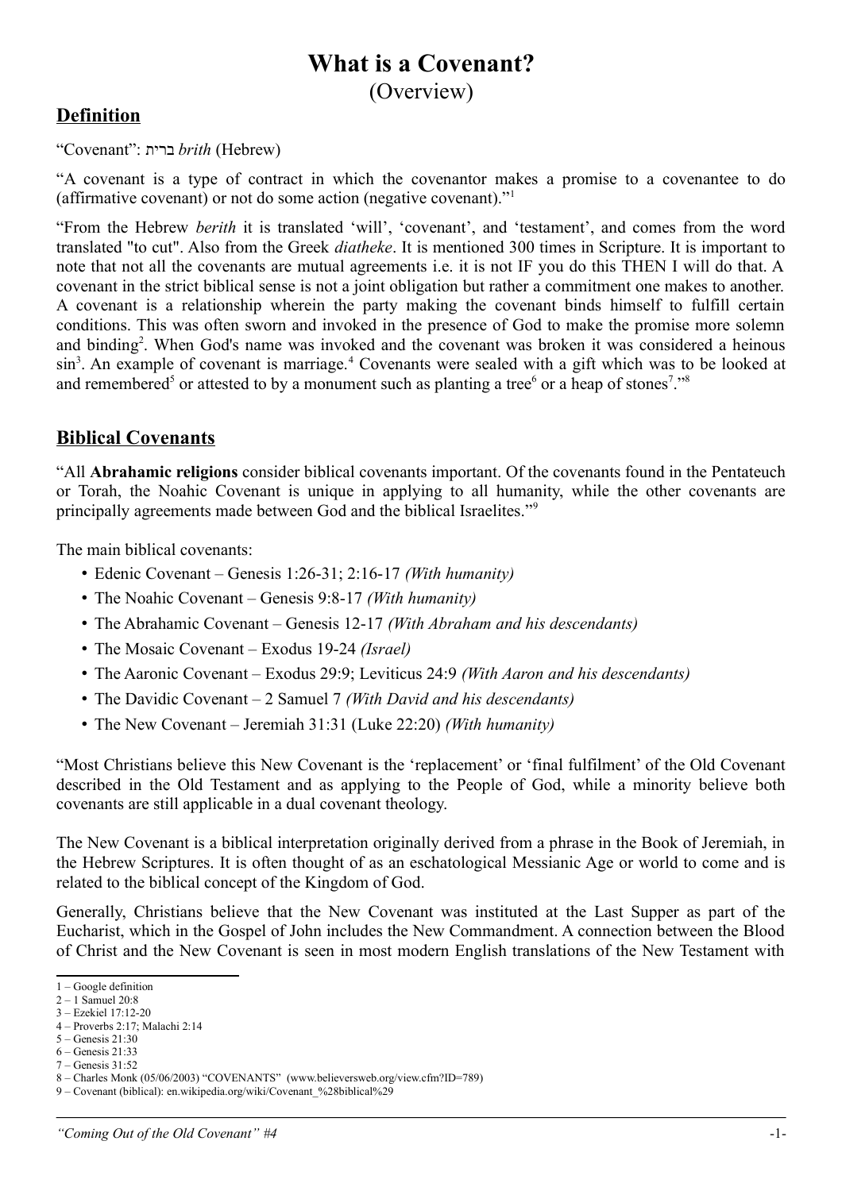# What is a Covenant?

(Overview)

## Definition

"Covenant": ברית *brith* (Hebrew)

"A covenant is a type of contract in which the covenantor makes a promise to a covenantee to do (affirmative covenant) or not do some action (negative covenant)."[1]

"From the Hebrew *berith* it is translated 'will', 'covenant', and 'testament', and comes from the word translated "to cut". Also from the Greek *diatheke*. It is mentioned 300 times in Scripture. It is important to note that not all the covenants are mutual agreements i.e. it is not IF you do this THEN I will do that. A covenant in the strict biblical sense is not a joint obligation but rather a commitment one makes to another. A covenant is a relationship wherein the party making the covenant binds himself to fulfill certain conditions. This was often sworn and invoked in the presence of God to make the promise more solemn and binding[2]. When God's name was invoked and the covenant was broken it was considered a heinous sin[3]. An example of covenant is marriage.[4] Covenants were sealed with a gift which was to be looked at and remembered[5] or attested to by a monument such as planting a tree[6] or a heap of stones[7]."[8]

## Biblical Covenants

"All **Abrahamic religions** consider biblical covenants important. Of the covenants found in the Pentateuch or Torah, the Noahic Covenant is unique in applying to all humanity, while the other covenants are principally agreements made between God and the biblical Israelites."[9]

The main biblical covenants:

- Edenic Covenant – Genesis 1:26-31; 2:16-17 *(With humanity)*
- The Noahic Covenant – Genesis 9:8-17 *(With humanity)*
- The Abrahamic Covenant – Genesis 12-17 *(With Abraham and his descendants)*
- The Mosaic Covenant – Exodus 19-24 *(Israel)*
- The Aaronic Covenant – Exodus 29:9; Leviticus 24:9 *(With Aaron and his descendants)*
- The Davidic Covenant – 2 Samuel 7 *(With David and his descendants)*
- The New Covenant – Jeremiah 31:31 (Luke 22:20) *(With humanity)*

"Most Christians believe this New Covenant is the 'replacement' or 'final fulfilment' of the Old Covenant described in the Old Testament and as applying to the People of God, while a minority believe both covenants are still applicable in a dual covenant theology.

The New Covenant is a biblical interpretation originally derived from a phrase in the Book of Jeremiah, in the Hebrew Scriptures. It is often thought of as an eschatological Messianic Age or world to come and is related to the biblical concept of the Kingdom of God.

Generally, Christians believe that the New Covenant was instituted at the Last Supper as part of the Eucharist, which in the Gospel of John includes the New Commandment. A connection between the Blood of Christ and the New Covenant is seen in most modern English translations of the New Testament with

---

1 – Google definition
2 – 1 Samuel 20:8
3 – Ezekiel 17:12-20
4 – Proverbs 2:17; Malachi 2:14
5 – Genesis 21:30
6 – Genesis 21:33
7 – Genesis 31:52
8 – Charles Monk (05/06/2003) "COVENANTS" (www.believersweb.org/view.cfm?ID=789)
9 – Covenant (biblical): en.wikipedia.org/wiki/Covenant_%28biblical%29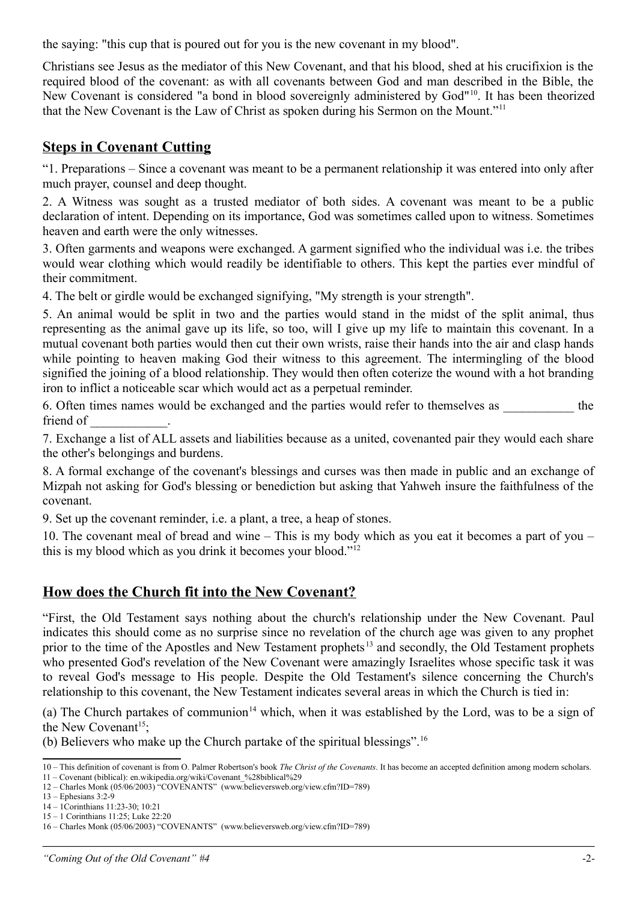the saying: "this cup that is poured out for you is the new covenant in my blood".

Christians see Jesus as the mediator of this New Covenant, and that his blood, shed at his crucifixion is the required blood of the covenant: as with all covenants between God and man described in the Bible, the New Covenant is considered "a bond in blood sovereignly administered by God"[10]. It has been theorized that the New Covenant is the Law of Christ as spoken during his Sermon on the Mount."[11]

## Steps in Covenant Cutting

"1. Preparations – Since a covenant was meant to be a permanent relationship it was entered into only after much prayer, counsel and deep thought.

2. A Witness was sought as a trusted mediator of both sides. A covenant was meant to be a public declaration of intent. Depending on its importance, God was sometimes called upon to witness. Sometimes heaven and earth were the only witnesses.

3. Often garments and weapons were exchanged. A garment signified who the individual was i.e. the tribes would wear clothing which would readily be identifiable to others. This kept the parties ever mindful of their commitment.

4. The belt or girdle would be exchanged signifying, "My strength is your strength".

5. An animal would be split in two and the parties would stand in the midst of the split animal, thus representing as the animal gave up its life, so too, will I give up my life to maintain this covenant. In a mutual covenant both parties would then cut their own wrists, raise their hands into the air and clasp hands while pointing to heaven making God their witness to this agreement. The intermingling of the blood signified the joining of a blood relationship. They would then often coterize the wound with a hot branding iron to inflict a noticeable scar which would act as a perpetual reminder.

6. Often times names would be exchanged and the parties would refer to themselves as ___________ the friend of ____________.

7. Exchange a list of ALL assets and liabilities because as a united, covenanted pair they would each share the other's belongings and burdens.

8. A formal exchange of the covenant's blessings and curses was then made in public and an exchange of Mizpah not asking for God's blessing or benediction but asking that Yahweh insure the faithfulness of the covenant.

9. Set up the covenant reminder, i.e. a plant, a tree, a heap of stones.

10. The covenant meal of bread and wine – This is my body which as you eat it becomes a part of you – this is my blood which as you drink it becomes your blood."[12]

## How does the Church fit into the New Covenant?

"First, the Old Testament says nothing about the church's relationship under the New Covenant. Paul indicates this should come as no surprise since no revelation of the church age was given to any prophet prior to the time of the Apostles and New Testament prophets[13] and secondly, the Old Testament prophets who presented God's revelation of the New Covenant were amazingly Israelites whose specific task it was to reveal God's message to His people. Despite the Old Testament's silence concerning the Church's relationship to this covenant, the New Testament indicates several areas in which the Church is tied in:

(a) The Church partakes of communion[14] which, when it was established by the Lord, was to be a sign of the New Covenant[15];

(b) Believers who make up the Church partake of the spiritual blessings".[16]

---

10 – This definition of covenant is from O. Palmer Robertson's book *The Christ of the Covenants*. It has become an accepted definition among modern scholars.

11 – Covenant (biblical): en.wikipedia.org/wiki/Covenant_%28biblical%29

12 – Charles Monk (05/06/2003) "COVENANTS" (www.believersweb.org/view.cfm?ID=789)

13 – Ephesians 3:2-9

14 – 1Corinthians 11:23-30; 10:21

15 – 1 Corinthians 11:25; Luke 22:20

16 – Charles Monk (05/06/2003) "COVENANTS" (www.believersweb.org/view.cfm?ID=789)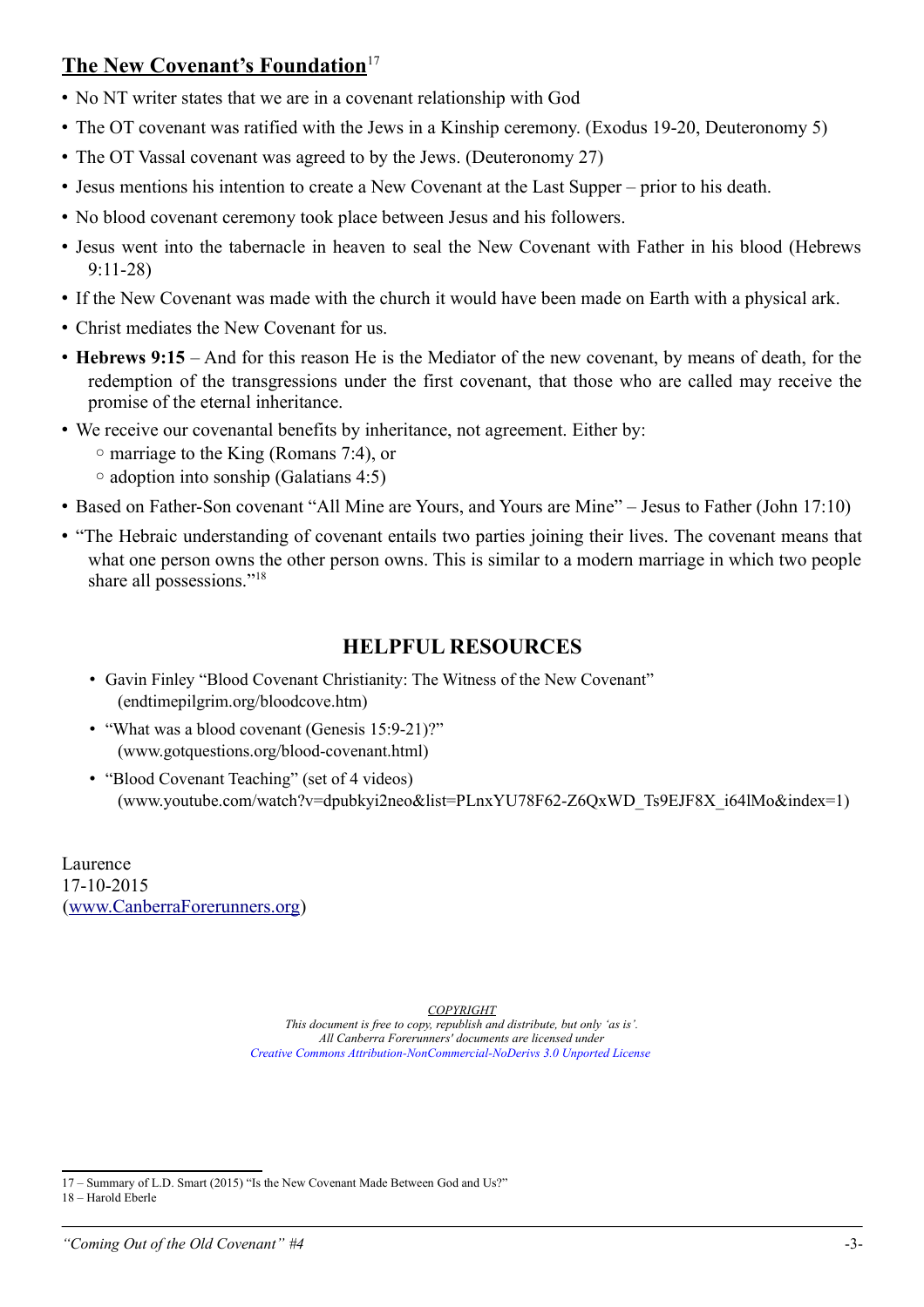## The New Covenant's Foundation[17]

- No NT writer states that we are in a covenant relationship with God
- The OT covenant was ratified with the Jews in a Kinship ceremony. (Exodus 19-20, Deuteronomy 5)
- The OT Vassal covenant was agreed to by the Jews. (Deuteronomy 27)
- Jesus mentions his intention to create a New Covenant at the Last Supper – prior to his death.
- No blood covenant ceremony took place between Jesus and his followers.
- Jesus went into the tabernacle in heaven to seal the New Covenant with Father in his blood (Hebrews 9:11-28)
- If the New Covenant was made with the church it would have been made on Earth with a physical ark.
- Christ mediates the New Covenant for us.
- **Hebrews 9:15** – And for this reason He is the Mediator of the new covenant, by means of death, for the redemption of the transgressions under the first covenant, that those who are called may receive the promise of the eternal inheritance.
- We receive our covenantal benefits by inheritance, not agreement. Either by:
  - marriage to the King (Romans 7:4), or
  - adoption into sonship (Galatians 4:5)
- Based on Father-Son covenant "All Mine are Yours, and Yours are Mine" – Jesus to Father (John 17:10)
- "The Hebraic understanding of covenant entails two parties joining their lives. The covenant means that what one person owns the other person owns. This is similar to a modern marriage in which two people share all possessions."[18]

## HELPFUL RESOURCES

- Gavin Finley "Blood Covenant Christianity: The Witness of the New Covenant" (endtimepilgrim.org/bloodcove.htm)
- "What was a blood covenant (Genesis 15:9-21)?" (www.gotquestions.org/blood-covenant.html)
- "Blood Covenant Teaching" (set of 4 videos) (www.youtube.com/watch?v=dpubkyi2neo&list=PLnxYU78F62-Z6QxWD_Ts9EJF8X_i64lMo&index=1)

Laurence
17-10-2015
(www.CanberraForerunners.org)

*COPYRIGHT*
*This document is free to copy, republish and distribute, but only 'as is'.*
*All Canberra Forerunners' documents are licensed under*
*Creative Commons Attribution-NonCommercial-NoDerivs 3.0 Unported License*

17 – Summary of L.D. Smart (2015) "Is the New Covenant Made Between God and Us?"
18 – Harold Eberle